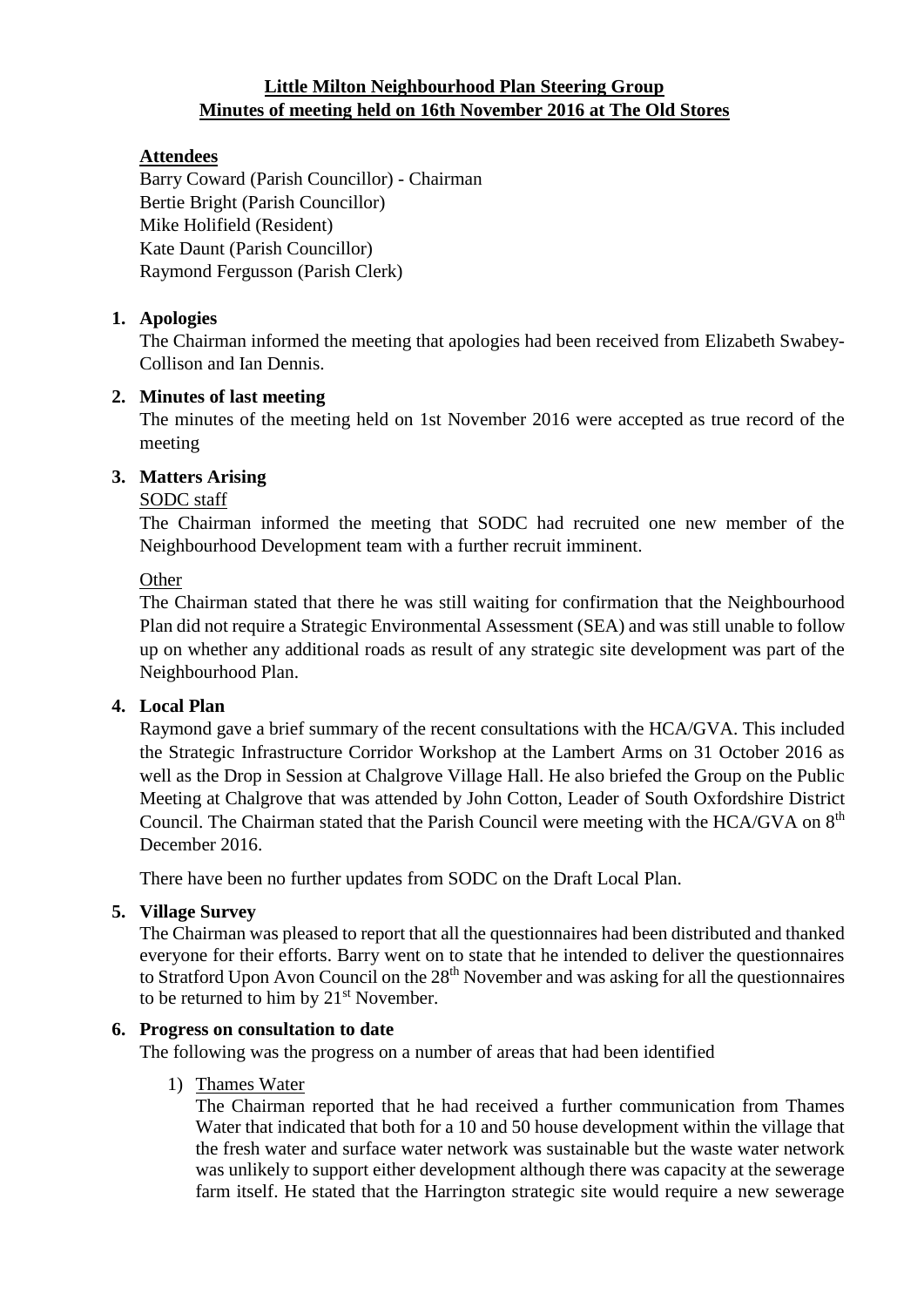**Little Milton Neighbourhood Plan Steering Group**
**Minutes of meeting held on 16th November 2016 at The Old Stores**

**Attendees**

Barry Coward (Parish Councillor) - Chairman
Bertie Bright (Parish Councillor)
Mike Holifield (Resident)
Kate Daunt (Parish Councillor)
Raymond Fergusson (Parish Clerk)

**1. Apologies**

The Chairman informed the meeting that apologies had been received from Elizabeth Swabey-Collison and Ian Dennis.

**2. Minutes of last meeting**

The minutes of the meeting held on 1st November 2016 were accepted as true record of the meeting

**3. Matters Arising**

SODC staff

The Chairman informed the meeting that SODC had recruited one new member of the Neighbourhood Development team with a further recruit imminent.

Other

The Chairman stated that there he was still waiting for confirmation that the Neighbourhood Plan did not require a Strategic Environmental Assessment (SEA) and was still unable to follow up on whether any additional roads as result of any strategic site development was part of the Neighbourhood Plan.

**4. Local Plan**

Raymond gave a brief summary of the recent consultations with the HCA/GVA. This included the Strategic Infrastructure Corridor Workshop at the Lambert Arms on 31 October 2016 as well as the Drop in Session at Chalgrove Village Hall. He also briefed the Group on the Public Meeting at Chalgrove that was attended by John Cotton, Leader of South Oxfordshire District Council. The Chairman stated that the Parish Council were meeting with the HCA/GVA on 8th December 2016.

There have been no further updates from SODC on the Draft Local Plan.

**5. Village Survey**

The Chairman was pleased to report that all the questionnaires had been distributed and thanked everyone for their efforts. Barry went on to state that he intended to deliver the questionnaires to Stratford Upon Avon Council on the 28th November and was asking for all the questionnaires to be returned to him by 21st November.

**6. Progress on consultation to date**

The following was the progress on a number of areas that had been identified

1) Thames Water

The Chairman reported that he had received a further communication from Thames Water that indicated that both for a 10 and 50 house development within the village that the fresh water and surface water network was sustainable but the waste water network was unlikely to support either development although there was capacity at the sewerage farm itself. He stated that the Harrington strategic site would require a new sewerage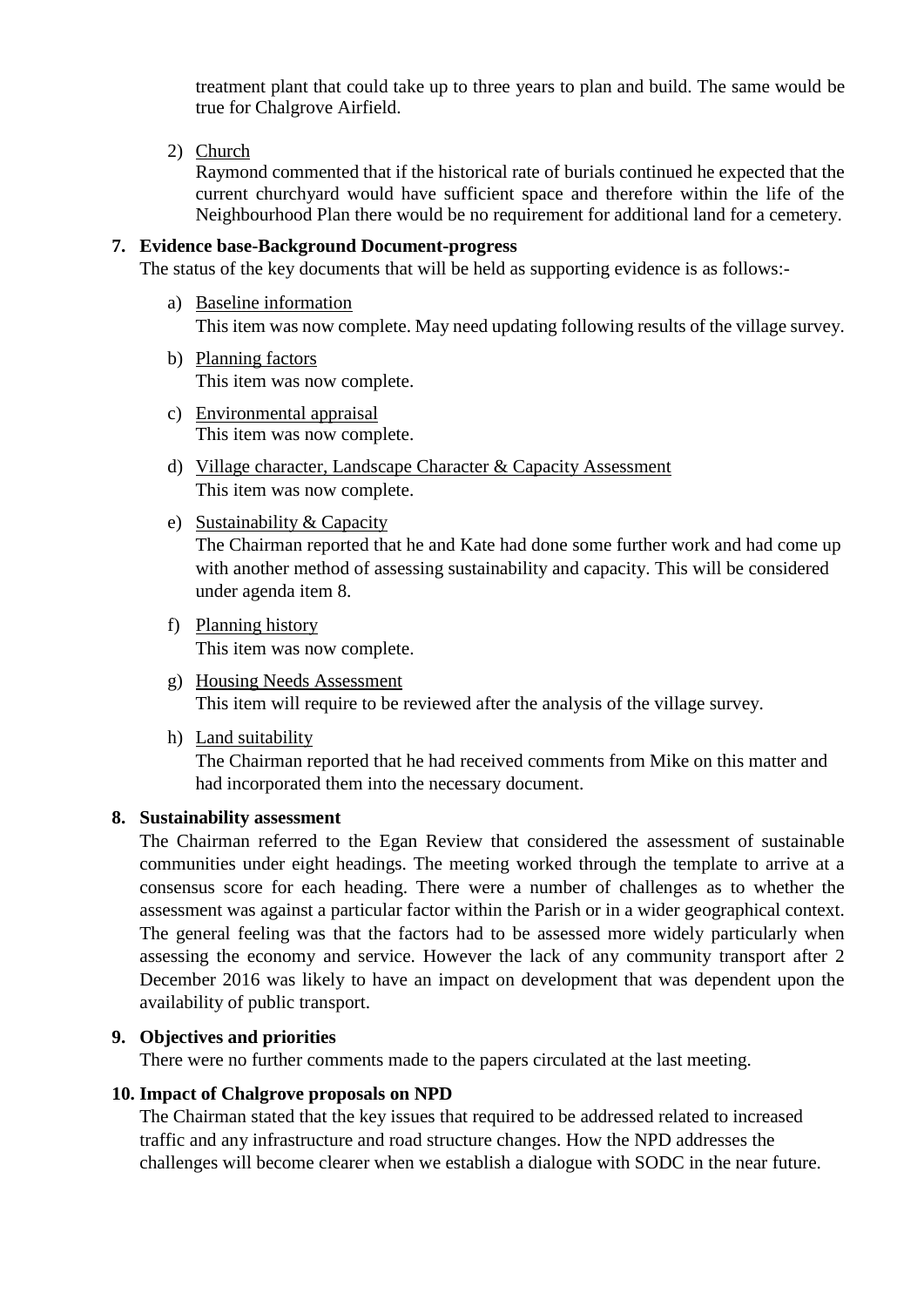treatment plant that could take up to three years to plan and build. The same would be true for Chalgrove Airfield.

2) Church

   Raymond commented that if the historical rate of burials continued he expected that the current churchyard would have sufficient space and therefore within the life of the Neighbourhood Plan there would be no requirement for additional land for a cemetery.

**7. Evidence base-Background Document-progress**

The status of the key documents that will be held as supporting evidence is as follows:-

a) Baseline information

   This item was now complete. May need updating following results of the village survey.

b) Planning factors

   This item was now complete.

c) Environmental appraisal

   This item was now complete.

d) Village character, Landscape Character & Capacity Assessment

   This item was now complete.

e) Sustainability & Capacity

   The Chairman reported that he and Kate had done some further work and had come up with another method of assessing sustainability and capacity. This will be considered under agenda item 8.

f) Planning history

   This item was now complete.

g) Housing Needs Assessment

   This item will require to be reviewed after the analysis of the village survey.

h) Land suitability

   The Chairman reported that he had received comments from Mike on this matter and had incorporated them into the necessary document.

**8. Sustainability assessment**

The Chairman referred to the Egan Review that considered the assessment of sustainable communities under eight headings. The meeting worked through the template to arrive at a consensus score for each heading. There were a number of challenges as to whether the assessment was against a particular factor within the Parish or in a wider geographical context. The general feeling was that the factors had to be assessed more widely particularly when assessing the economy and service. However the lack of any community transport after 2 December 2016 was likely to have an impact on development that was dependent upon the availability of public transport.

**9. Objectives and priorities**

There were no further comments made to the papers circulated at the last meeting.

**10. Impact of Chalgrove proposals on NPD**

The Chairman stated that the key issues that required to be addressed related to increased traffic and any infrastructure and road structure changes. How the NPD addresses the challenges will become clearer when we establish a dialogue with SODC in the near future.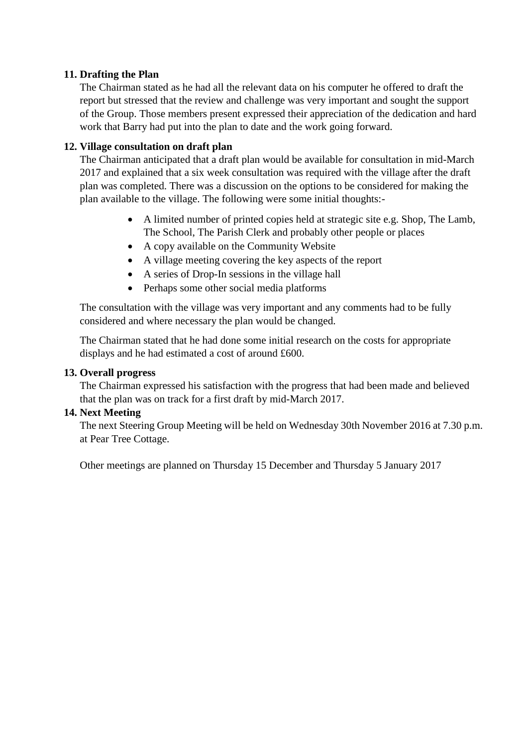**11. Drafting the Plan**

The Chairman stated as he had all the relevant data on his computer he offered to draft the report but stressed that the review and challenge was very important and sought the support of the Group. Those members present expressed their appreciation of the dedication and hard work that Barry had put into the plan to date and the work going forward.

**12. Village consultation on draft plan**

The Chairman anticipated that a draft plan would be available for consultation in mid-March 2017 and explained that a six week consultation was required with the village after the draft plan was completed. There was a discussion on the options to be considered for making the plan available to the village. The following were some initial thoughts:-

- A limited number of printed copies held at strategic site e.g. Shop, The Lamb, The School, The Parish Clerk and probably other people or places
- A copy available on the Community Website
- A village meeting covering the key aspects of the report
- A series of Drop-In sessions in the village hall
- Perhaps some other social media platforms

The consultation with the village was very important and any comments had to be fully considered and where necessary the plan would be changed.

The Chairman stated that he had done some initial research on the costs for appropriate displays and he had estimated a cost of around £600.

**13. Overall progress**

The Chairman expressed his satisfaction with the progress that had been made and believed that the plan was on track for a first draft by mid-March 2017.

**14. Next Meeting**

The next Steering Group Meeting will be held on Wednesday 30th November 2016 at 7.30 p.m. at Pear Tree Cottage.

Other meetings are planned on Thursday 15 December and Thursday 5 January 2017